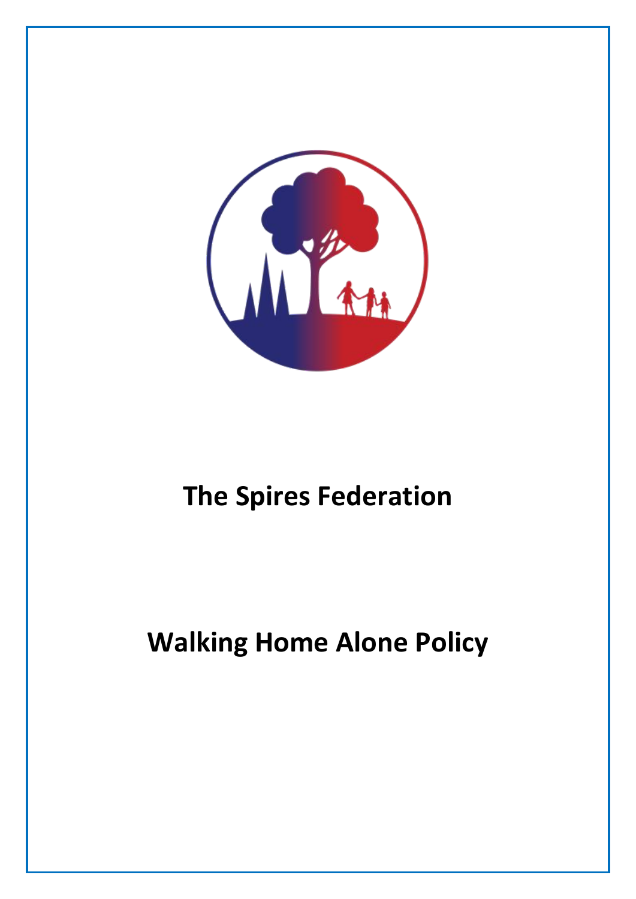# The Spires Federation

# Walking Home Alone Policy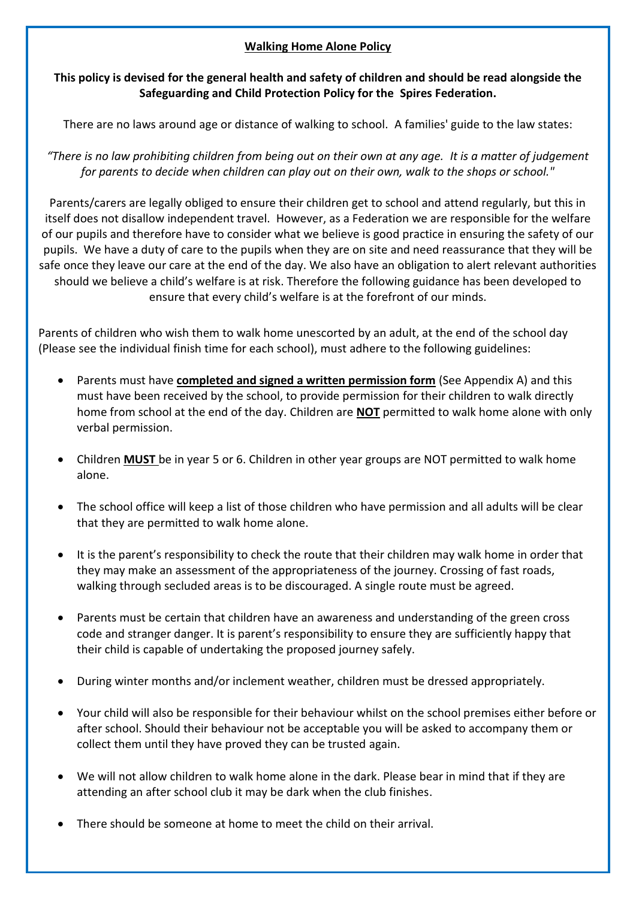# Walking Home Alone Policy

**This policy is devised for the general health and safety of children and should be read alongside the Safeguarding and Child Protection Policy for the Spires Federation.**

There are no laws around age or distance of walking to school. A families' guide to the law states:

*"There is no law prohibiting children from being out on their own at any age. It is a matter of judgement for parents to decide when children can play out on their own, walk to the shops or school."*

Parents/carers are legally obliged to ensure their children get to school and attend regularly, but this in itself does not disallow independent travel. However, as a Federation we are responsible for the welfare of our pupils and therefore have to consider what we believe is good practice in ensuring the safety of our pupils. We have a duty of care to the pupils when they are on site and need reassurance that they will be safe once they leave our care at the end of the day. We also have an obligation to alert relevant authorities should we believe a child's welfare is at risk. Therefore the following guidance has been developed to ensure that every child's welfare is at the forefront of our minds.

Parents of children who wish them to walk home unescorted by an adult, at the end of the school day (Please see the individual finish time for each school), must adhere to the following guidelines:

- Parents must have **completed and signed a written permission form** (See Appendix A) and this must have been received by the school, to provide permission for their children to walk directly home from school at the end of the day. Children are **NOT** permitted to walk home alone with only verbal permission.
- Children **MUST** be in year 5 or 6. Children in other year groups are NOT permitted to walk home alone.
- The school office will keep a list of those children who have permission and all adults will be clear that they are permitted to walk home alone.
- It is the parent's responsibility to check the route that their children may walk home in order that they may make an assessment of the appropriateness of the journey. Crossing of fast roads, walking through secluded areas is to be discouraged. A single route must be agreed.
- Parents must be certain that children have an awareness and understanding of the green cross code and stranger danger. It is parent's responsibility to ensure they are sufficiently happy that their child is capable of undertaking the proposed journey safely.
- During winter months and/or inclement weather, children must be dressed appropriately.
- Your child will also be responsible for their behaviour whilst on the school premises either before or after school. Should their behaviour not be acceptable you will be asked to accompany them or collect them until they have proved they can be trusted again.
- We will not allow children to walk home alone in the dark. Please bear in mind that if they are attending an after school club it may be dark when the club finishes.
- There should be someone at home to meet the child on their arrival.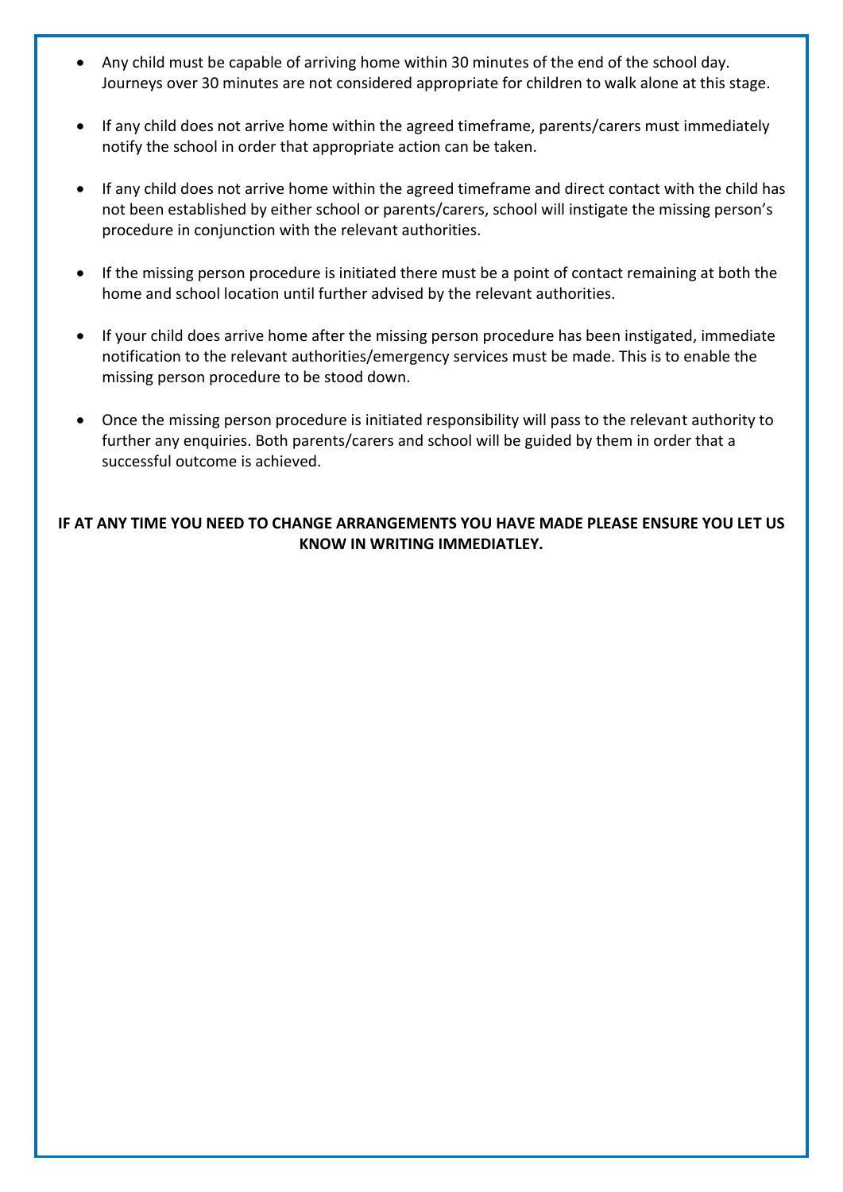- Any child must be capable of arriving home within 30 minutes of the end of the school day. Journeys over 30 minutes are not considered appropriate for children to walk alone at this stage.

- If any child does not arrive home within the agreed timeframe, parents/carers must immediately notify the school in order that appropriate action can be taken.

- If any child does not arrive home within the agreed timeframe and direct contact with the child has not been established by either school or parents/carers, school will instigate the missing person's procedure in conjunction with the relevant authorities.

- If the missing person procedure is initiated there must be a point of contact remaining at both the home and school location until further advised by the relevant authorities.

- If your child does arrive home after the missing person procedure has been instigated, immediate notification to the relevant authorities/emergency services must be made. This is to enable the missing person procedure to be stood down.

- Once the missing person procedure is initiated responsibility will pass to the relevant authority to further any enquiries. Both parents/carers and school will be guided by them in order that a successful outcome is achieved.

**IF AT ANY TIME YOU NEED TO CHANGE ARRANGEMENTS YOU HAVE MADE PLEASE ENSURE YOU LET US KNOW IN WRITING IMMEDIATLEY.**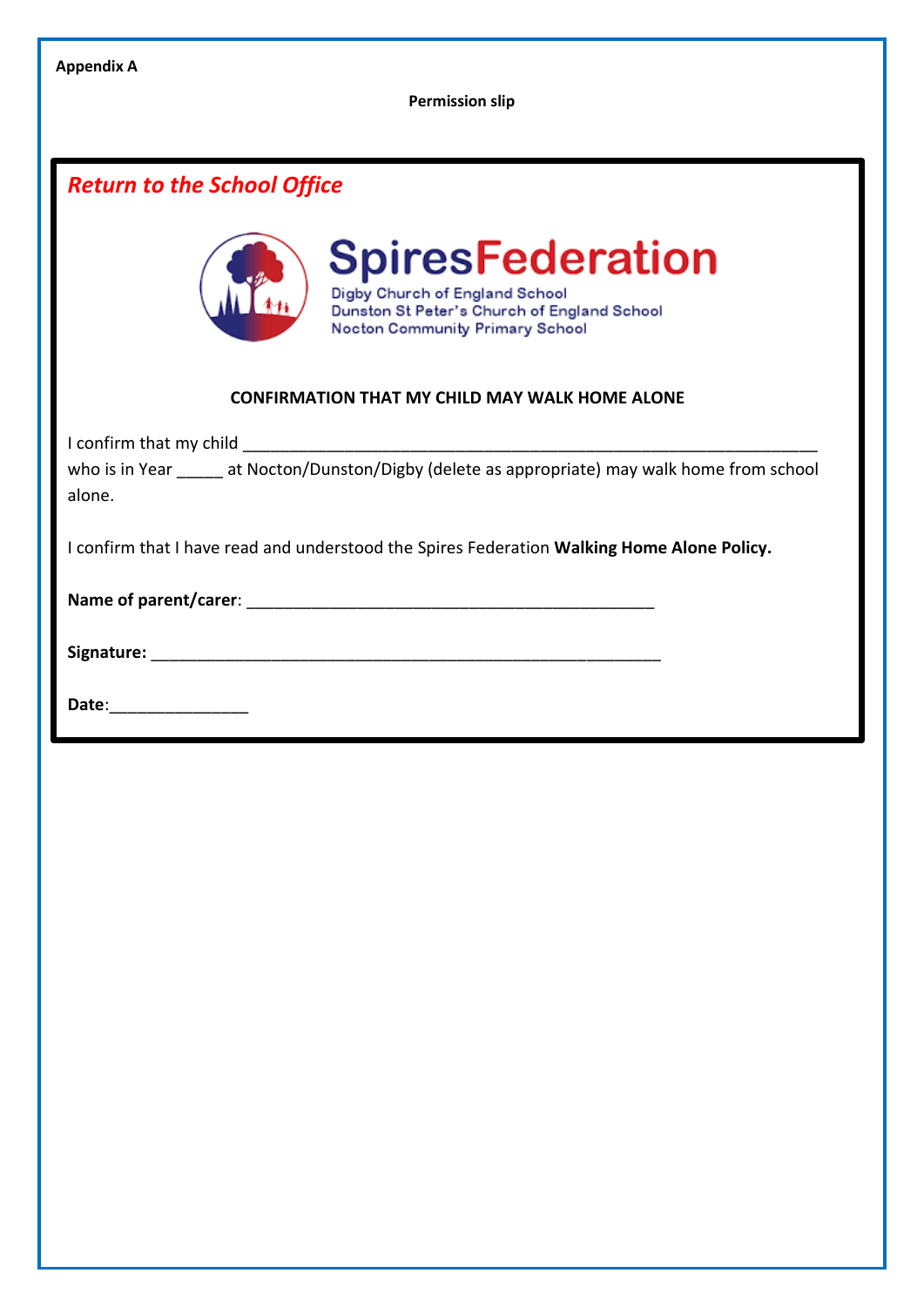**Appendix A**

**Permission slip**

***Return to the School Office***

SpiresFederation

Digby Church of England School
Dunston St Peter's Church of England School
Nocton Community Primary School

**CONFIRMATION THAT MY CHILD MAY WALK HOME ALONE**

I confirm that my child ________________________________________________________________
who is in Year _____ at Nocton/Dunston/Digby (delete as appropriate) may walk home from school alone.

I confirm that I have read and understood the Spires Federation **Walking Home Alone Policy.**

**Name of parent/carer**: ______________________________________________

**Signature:** _________________________________________________________

**Date**:_______________